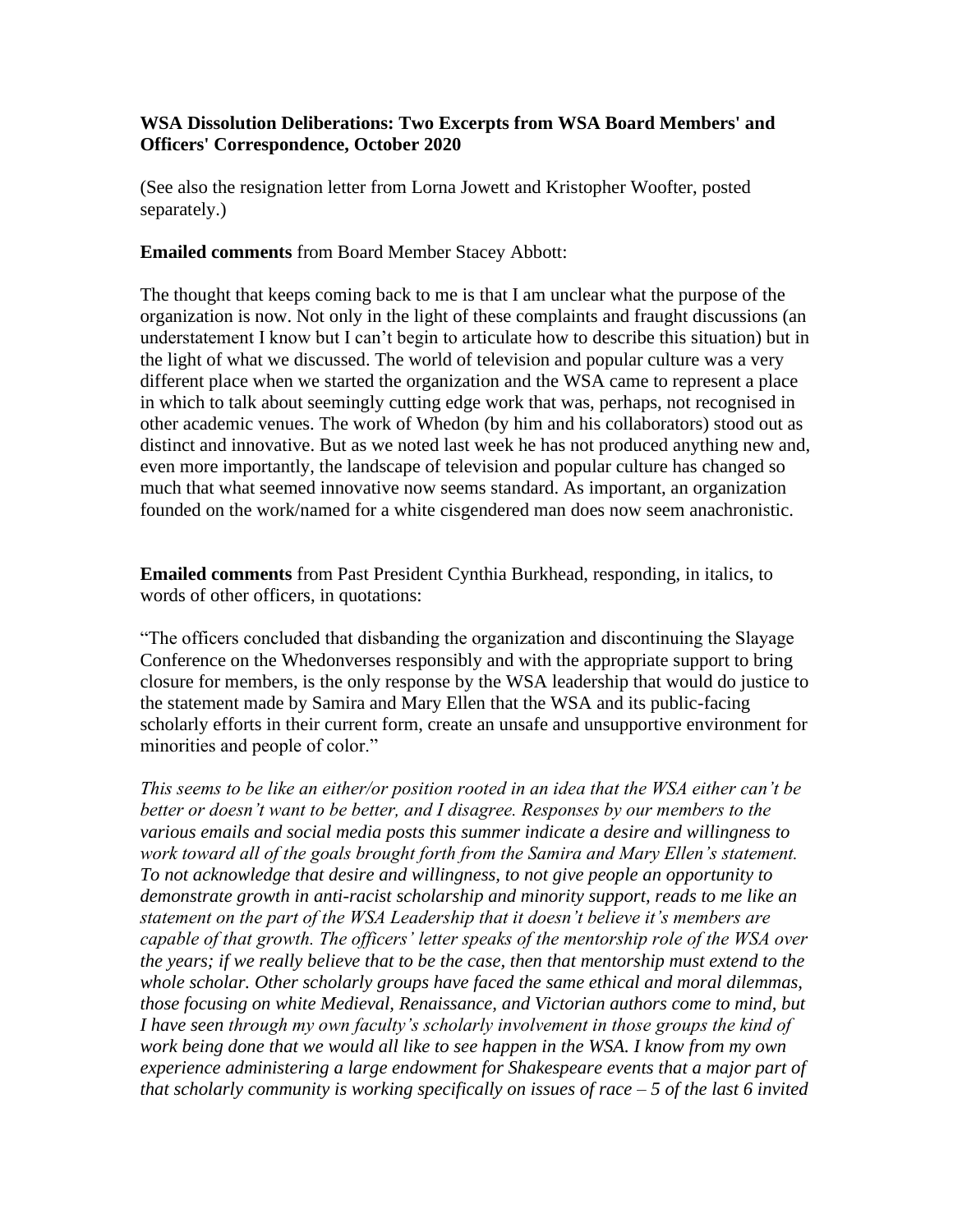**WSA Dissolution Deliberations: Two Excerpts from WSA Board Members' and Officers' Correspondence, October 2020**

(See also the resignation letter from Lorna Jowett and Kristopher Woofter, posted separately.)

**Emailed comments** from Board Member Stacey Abbott:

The thought that keeps coming back to me is that I am unclear what the purpose of the organization is now. Not only in the light of these complaints and fraught discussions (an understatement I know but I can't begin to articulate how to describe this situation) but in the light of what we discussed. The world of television and popular culture was a very different place when we started the organization and the WSA came to represent a place in which to talk about seemingly cutting edge work that was, perhaps, not recognised in other academic venues. The work of Whedon (by him and his collaborators) stood out as distinct and innovative. But as we noted last week he has not produced anything new and, even more importantly, the landscape of television and popular culture has changed so much that what seemed innovative now seems standard. As important, an organization founded on the work/named for a white cisgendered man does now seem anachronistic.

**Emailed comments** from Past President Cynthia Burkhead, responding, in italics, to words of other officers, in quotations:

"The officers concluded that disbanding the organization and discontinuing the Slayage Conference on the Whedonverses responsibly and with the appropriate support to bring closure for members, is the only response by the WSA leadership that would do justice to the statement made by Samira and Mary Ellen that the WSA and its public-facing scholarly efforts in their current form, create an unsafe and unsupportive environment for minorities and people of color."

*This seems to be like an either/or position rooted in an idea that the WSA either can't be better or doesn't want to be better, and I disagree. Responses by our members to the various emails and social media posts this summer indicate a desire and willingness to work toward all of the goals brought forth from the Samira and Mary Ellen's statement. To not acknowledge that desire and willingness, to not give people an opportunity to demonstrate growth in anti-racist scholarship and minority support, reads to me like an statement on the part of the WSA Leadership that it doesn't believe it's members are capable of that growth. The officers' letter speaks of the mentorship role of the WSA over the years; if we really believe that to be the case, then that mentorship must extend to the whole scholar. Other scholarly groups have faced the same ethical and moral dilemmas, those focusing on white Medieval, Renaissance, and Victorian authors come to mind, but I have seen through my own faculty's scholarly involvement in those groups the kind of work being done that we would all like to see happen in the WSA. I know from my own experience administering a large endowment for Shakespeare events that a major part of that scholarly community is working specifically on issues of race – 5 of the last 6 invited*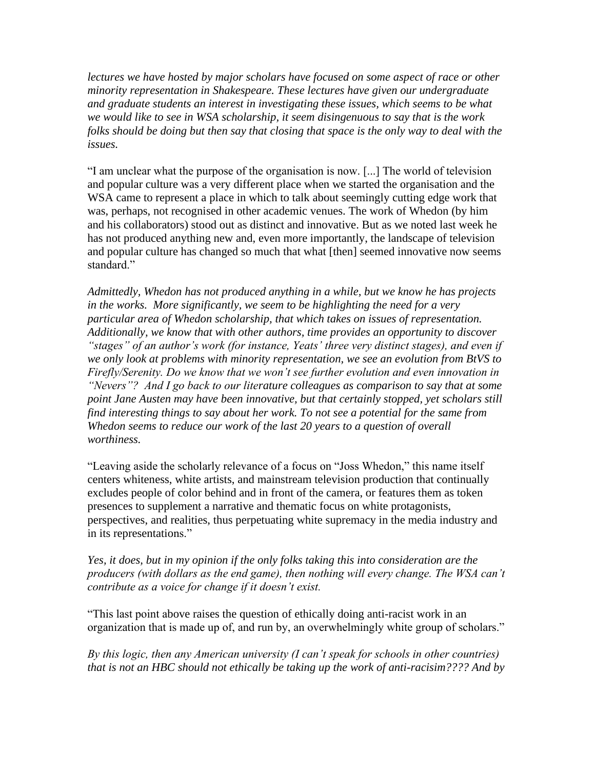*lectures we have hosted by major scholars have focused on some aspect of race or other minority representation in Shakespeare. These lectures have given our undergraduate and graduate students an interest in investigating these issues, which seems to be what we would like to see in WSA scholarship, it seem disingenuous to say that is the work folks should be doing but then say that closing that space is the only way to deal with the issues.*

"I am unclear what the purpose of the organisation is now. [...] The world of television and popular culture was a very different place when we started the organisation and the WSA came to represent a place in which to talk about seemingly cutting edge work that was, perhaps, not recognised in other academic venues. The work of Whedon (by him and his collaborators) stood out as distinct and innovative. But as we noted last week he has not produced anything new and, even more importantly, the landscape of television and popular culture has changed so much that what [then] seemed innovative now seems standard."

*Admittedly, Whedon has not produced anything in a while, but we know he has projects in the works. More significantly, we seem to be highlighting the need for a very particular area of Whedon scholarship, that which takes on issues of representation. Additionally, we know that with other authors, time provides an opportunity to discover "stages" of an author's work (for instance, Yeats' three very distinct stages), and even if we only look at problems with minority representation, we see an evolution from BtVS to Firefly/Serenity. Do we know that we won't see further evolution and even innovation in "Nevers"? And I go back to our literature colleagues as comparison to say that at some point Jane Austen may have been innovative, but that certainly stopped, yet scholars still find interesting things to say about her work. To not see a potential for the same from Whedon seems to reduce our work of the last 20 years to a question of overall worthiness.*

"Leaving aside the scholarly relevance of a focus on "Joss Whedon," this name itself centers whiteness, white artists, and mainstream television production that continually excludes people of color behind and in front of the camera, or features them as token presences to supplement a narrative and thematic focus on white protagonists, perspectives, and realities, thus perpetuating white supremacy in the media industry and in its representations."

*Yes, it does, but in my opinion if the only folks taking this into consideration are the producers (with dollars as the end game), then nothing will every change. The WSA can't contribute as a voice for change if it doesn't exist.*

"This last point above raises the question of ethically doing anti-racist work in an organization that is made up of, and run by, an overwhelmingly white group of scholars."

*By this logic, then any American university (I can't speak for schools in other countries) that is not an HBC should not ethically be taking up the work of anti-racisim???? And by*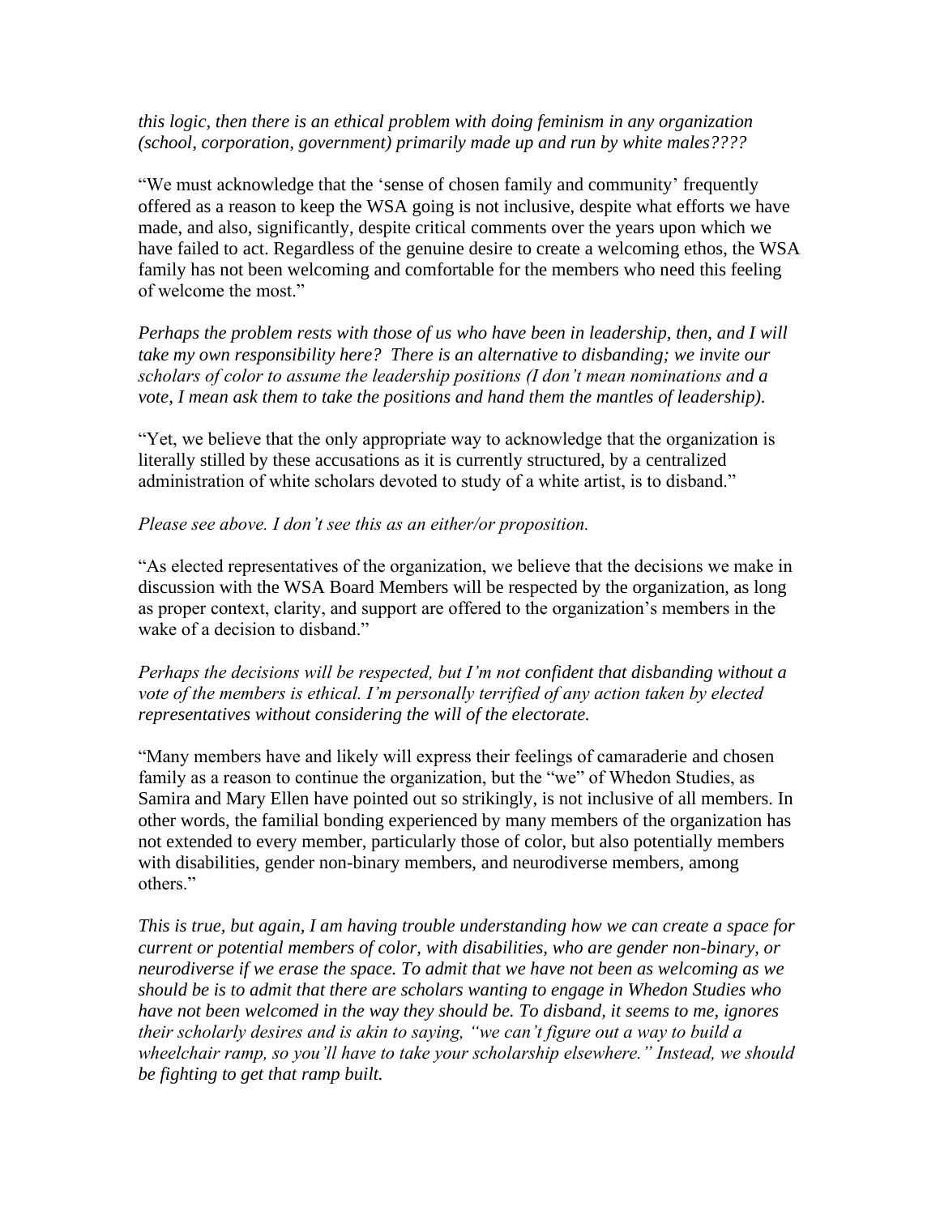*this logic, then there is an ethical problem with doing feminism in any organization (school, corporation, government) primarily made up and run by white males????*

"We must acknowledge that the 'sense of chosen family and community' frequently offered as a reason to keep the WSA going is not inclusive, despite what efforts we have made, and also, significantly, despite critical comments over the years upon which we have failed to act. Regardless of the genuine desire to create a welcoming ethos, the WSA family has not been welcoming and comfortable for the members who need this feeling of welcome the most."

*Perhaps the problem rests with those of us who have been in leadership, then, and I will take my own responsibility here? There is an alternative to disbanding; we invite our scholars of color to assume the leadership positions (I don't mean nominations and a vote, I mean ask them to take the positions and hand them the mantles of leadership).*

"Yet, we believe that the only appropriate way to acknowledge that the organization is literally stilled by these accusations as it is currently structured, by a centralized administration of white scholars devoted to study of a white artist, is to disband."

*Please see above. I don't see this as an either/or proposition.*

"As elected representatives of the organization, we believe that the decisions we make in discussion with the WSA Board Members will be respected by the organization, as long as proper context, clarity, and support are offered to the organization's members in the wake of a decision to disband."

*Perhaps the decisions will be respected, but I'm not confident that disbanding without a vote of the members is ethical. I'm personally terrified of any action taken by elected representatives without considering the will of the electorate.*

"Many members have and likely will express their feelings of camaraderie and chosen family as a reason to continue the organization, but the "we" of Whedon Studies, as Samira and Mary Ellen have pointed out so strikingly, is not inclusive of all members. In other words, the familial bonding experienced by many members of the organization has not extended to every member, particularly those of color, but also potentially members with disabilities, gender non-binary members, and neurodiverse members, among others."

*This is true, but again, I am having trouble understanding how we can create a space for current or potential members of color, with disabilities, who are gender non-binary, or neurodiverse if we erase the space. To admit that we have not been as welcoming as we should be is to admit that there are scholars wanting to engage in Whedon Studies who have not been welcomed in the way they should be. To disband, it seems to me, ignores their scholarly desires and is akin to saying, "we can't figure out a way to build a wheelchair ramp, so you'll have to take your scholarship elsewhere." Instead, we should be fighting to get that ramp built.*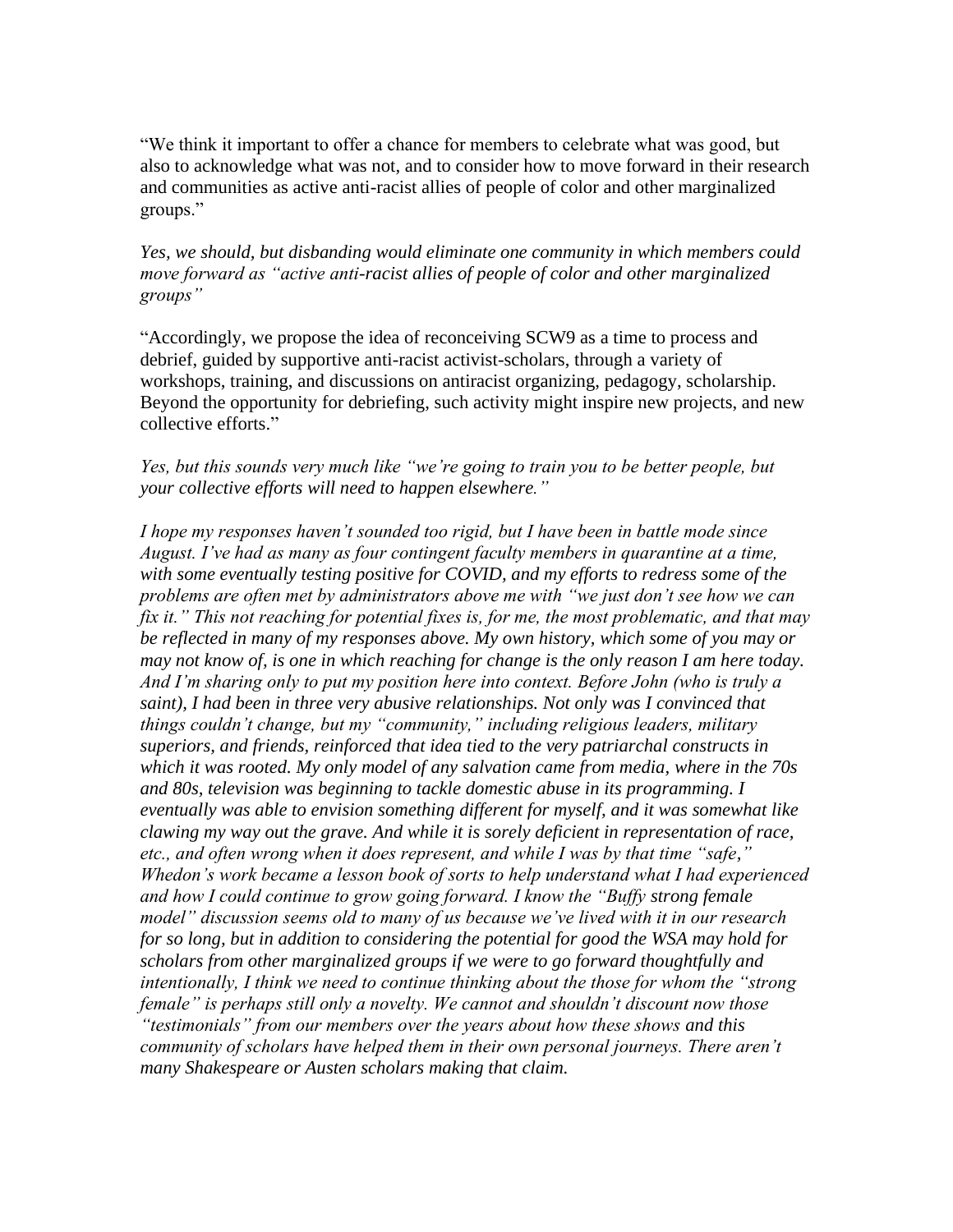"We think it important to offer a chance for members to celebrate what was good, but also to acknowledge what was not, and to consider how to move forward in their research and communities as active anti-racist allies of people of color and other marginalized groups."

*Yes, we should, but disbanding would eliminate one community in which members could move forward as "active anti-racist allies of people of color and other marginalized groups"*

"Accordingly, we propose the idea of reconceiving SCW9 as a time to process and debrief, guided by supportive anti-racist activist-scholars, through a variety of workshops, training, and discussions on antiracist organizing, pedagogy, scholarship. Beyond the opportunity for debriefing, such activity might inspire new projects, and new collective efforts."

*Yes, but this sounds very much like "we're going to train you to be better people, but your collective efforts will need to happen elsewhere."*

*I hope my responses haven't sounded too rigid, but I have been in battle mode since August. I've had as many as four contingent faculty members in quarantine at a time, with some eventually testing positive for COVID, and my efforts to redress some of the problems are often met by administrators above me with "we just don't see how we can fix it." This not reaching for potential fixes is, for me, the most problematic, and that may be reflected in many of my responses above. My own history, which some of you may or may not know of, is one in which reaching for change is the only reason I am here today. And I'm sharing only to put my position here into context. Before John (who is truly a saint), I had been in three very abusive relationships. Not only was I convinced that things couldn't change, but my "community," including religious leaders, military superiors, and friends, reinforced that idea tied to the very patriarchal constructs in which it was rooted. My only model of any salvation came from media, where in the 70s and 80s, television was beginning to tackle domestic abuse in its programming. I eventually was able to envision something different for myself, and it was somewhat like clawing my way out the grave. And while it is sorely deficient in representation of race, etc., and often wrong when it does represent, and while I was by that time "safe," Whedon's work became a lesson book of sorts to help understand what I had experienced and how I could continue to grow going forward. I know the "Buffy strong female model" discussion seems old to many of us because we've lived with it in our research for so long, but in addition to considering the potential for good the WSA may hold for scholars from other marginalized groups if we were to go forward thoughtfully and intentionally, I think we need to continue thinking about the those for whom the "strong female" is perhaps still only a novelty. We cannot and shouldn't discount now those "testimonials" from our members over the years about how these shows and this community of scholars have helped them in their own personal journeys. There aren't many Shakespeare or Austen scholars making that claim.*